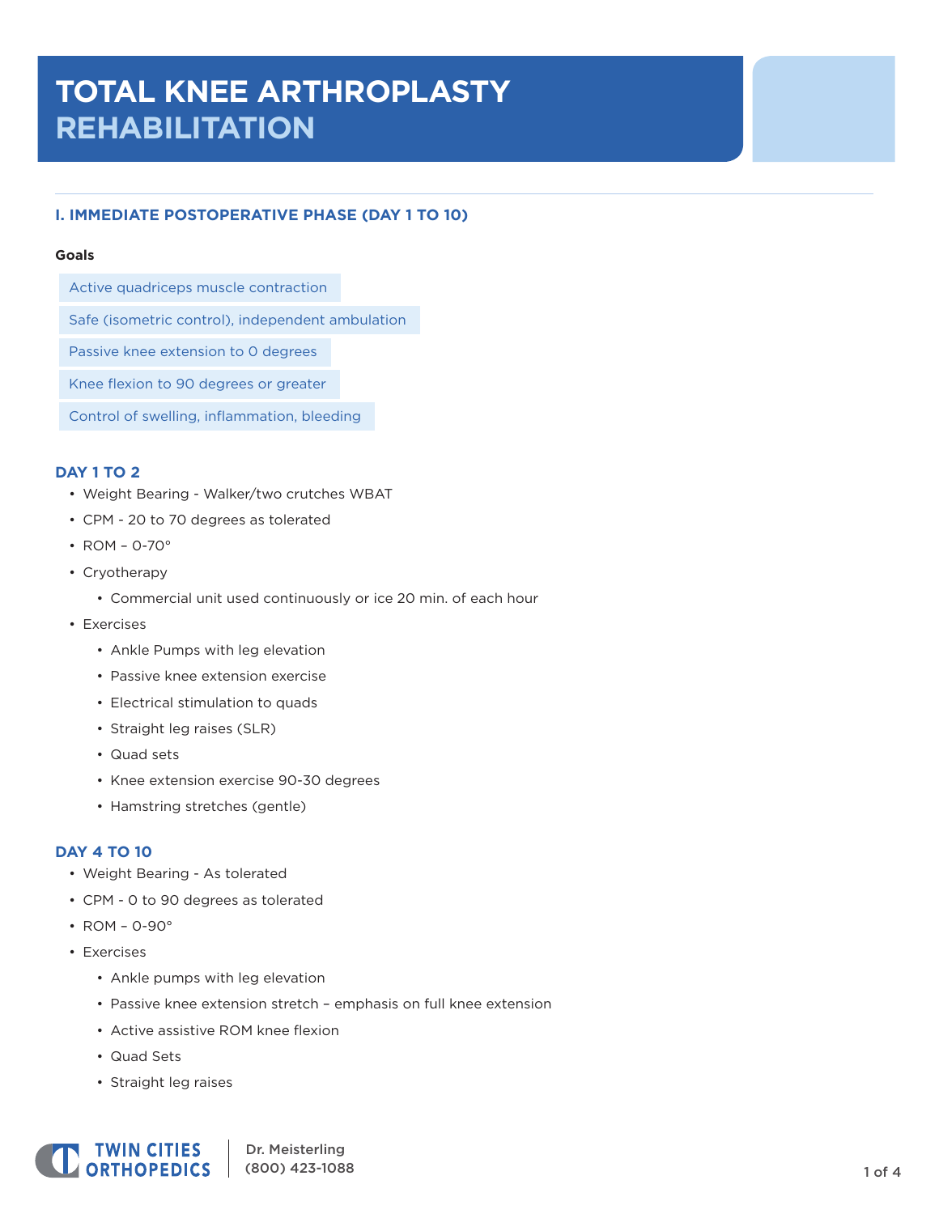# TOTAL KNEE ARTHROPLASTY REHABILITATION

## I. IMMEDIATE POSTOPERATIVE PHASE (DAY 1 TO 10)

**Goals**

- Active quadriceps muscle contraction
- Safe (isometric control), independent ambulation
- Passive knee extension to 0 degrees
- Knee flexion to 90 degrees or greater
- Control of swelling, inflammation, bleeding

### DAY 1 TO 2

- Weight Bearing - Walker/two crutches WBAT
- CPM - 20 to 70 degrees as tolerated
- ROM – 0-70°
- Cryotherapy
  - Commercial unit used continuously or ice 20 min. of each hour
- Exercises
  - Ankle Pumps with leg elevation
  - Passive knee extension exercise
  - Electrical stimulation to quads
  - Straight leg raises (SLR)
  - Quad sets
  - Knee extension exercise 90-30 degrees
  - Hamstring stretches (gentle)

### DAY 4 TO 10

- Weight Bearing - As tolerated
- CPM - 0 to 90 degrees as tolerated
- ROM – 0-90°
- Exercises
  - Ankle pumps with leg elevation
  - Passive knee extension stretch – emphasis on full knee extension
  - Active assistive ROM knee flexion
  - Quad Sets
  - Straight leg raises

TWIN CITIES ORTHOPEDICS | Dr. Meisterling (800) 423-1088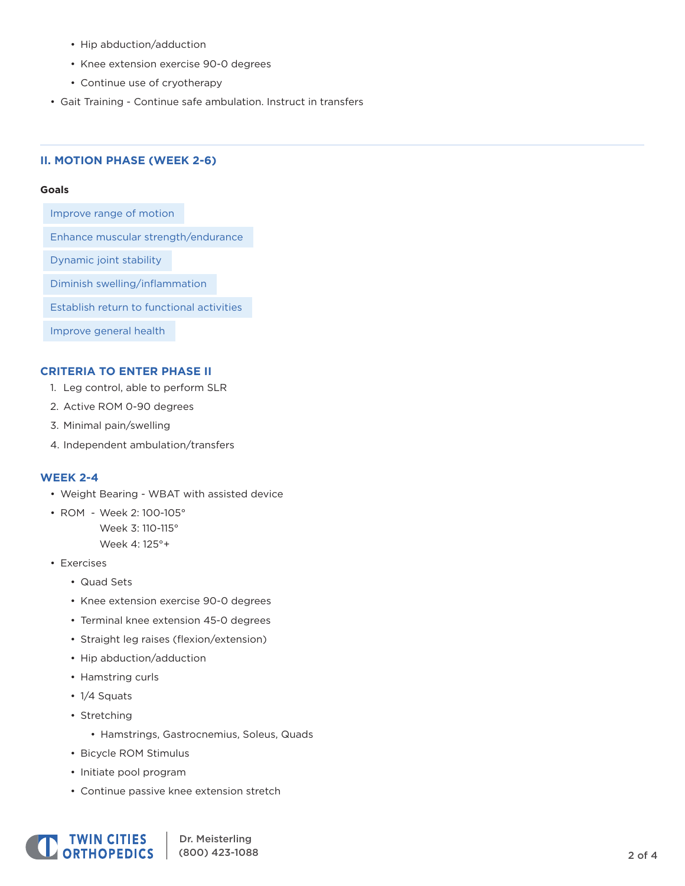- Hip abduction/adduction
  - Knee extension exercise 90-0 degrees
  - Continue use of cryotherapy
- Gait Training - Continue safe ambulation. Instruct in transfers

---

## II. MOTION PHASE (WEEK 2-6)

**Goals**

- Improve range of motion
- Enhance muscular strength/endurance
- Dynamic joint stability
- Diminish swelling/inflammation
- Establish return to functional activities
- Improve general health

### CRITERIA TO ENTER PHASE II

1. Leg control, able to perform SLR
2. Active ROM 0-90 degrees
3. Minimal pain/swelling
4. Independent ambulation/transfers

### WEEK 2-4

- Weight Bearing - WBAT with assisted device
- ROM - Week 2: 100-105°
  Week 3: 110-115°
  Week 4: 125°+
- Exercises
  - Quad Sets
  - Knee extension exercise 90-0 degrees
  - Terminal knee extension 45-0 degrees
  - Straight leg raises (flexion/extension)
  - Hip abduction/adduction
  - Hamstring curls
  - 1/4 Squats
  - Stretching
    - Hamstrings, Gastrocnemius, Soleus, Quads
  - Bicycle ROM Stimulus
  - Initiate pool program
  - Continue passive knee extension stretch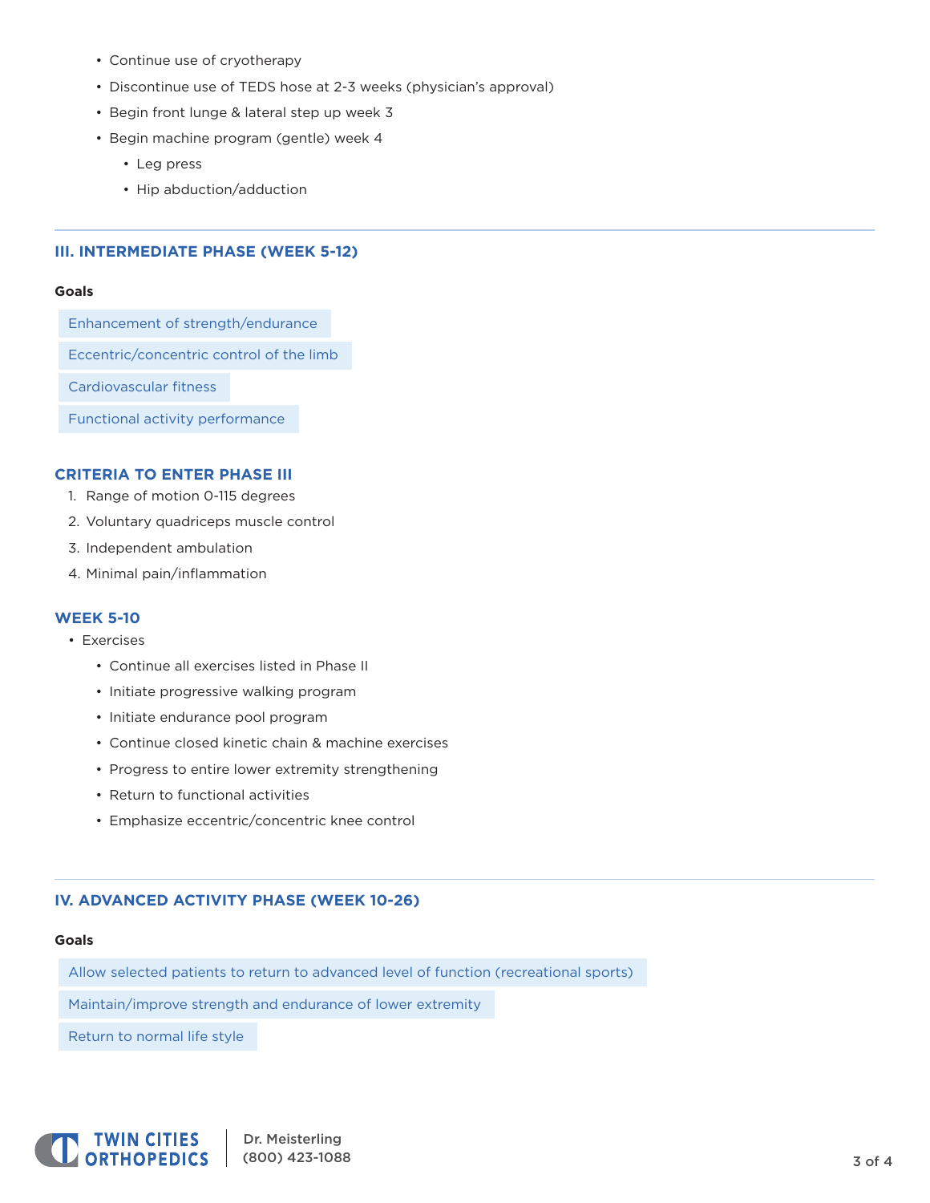- Continue use of cryotherapy
- Discontinue use of TEDS hose at 2-3 weeks (physician's approval)
- Begin front lunge & lateral step up week 3
- Begin machine program (gentle) week 4
  - Leg press
  - Hip abduction/adduction

## III. INTERMEDIATE PHASE (WEEK 5-12)

**Goals**

- Enhancement of strength/endurance
- Eccentric/concentric control of the limb
- Cardiovascular fitness
- Functional activity performance

### CRITERIA TO ENTER PHASE III

1. Range of motion 0-115 degrees
2. Voluntary quadriceps muscle control
3. Independent ambulation
4. Minimal pain/inflammation

### WEEK 5-10

- Exercises
  - Continue all exercises listed in Phase II
  - Initiate progressive walking program
  - Initiate endurance pool program
  - Continue closed kinetic chain & machine exercises
  - Progress to entire lower extremity strengthening
  - Return to functional activities
  - Emphasize eccentric/concentric knee control

## IV. ADVANCED ACTIVITY PHASE (WEEK 10-26)

**Goals**

- Allow selected patients to return to advanced level of function (recreational sports)
- Maintain/improve strength and endurance of lower extremity
- Return to normal life style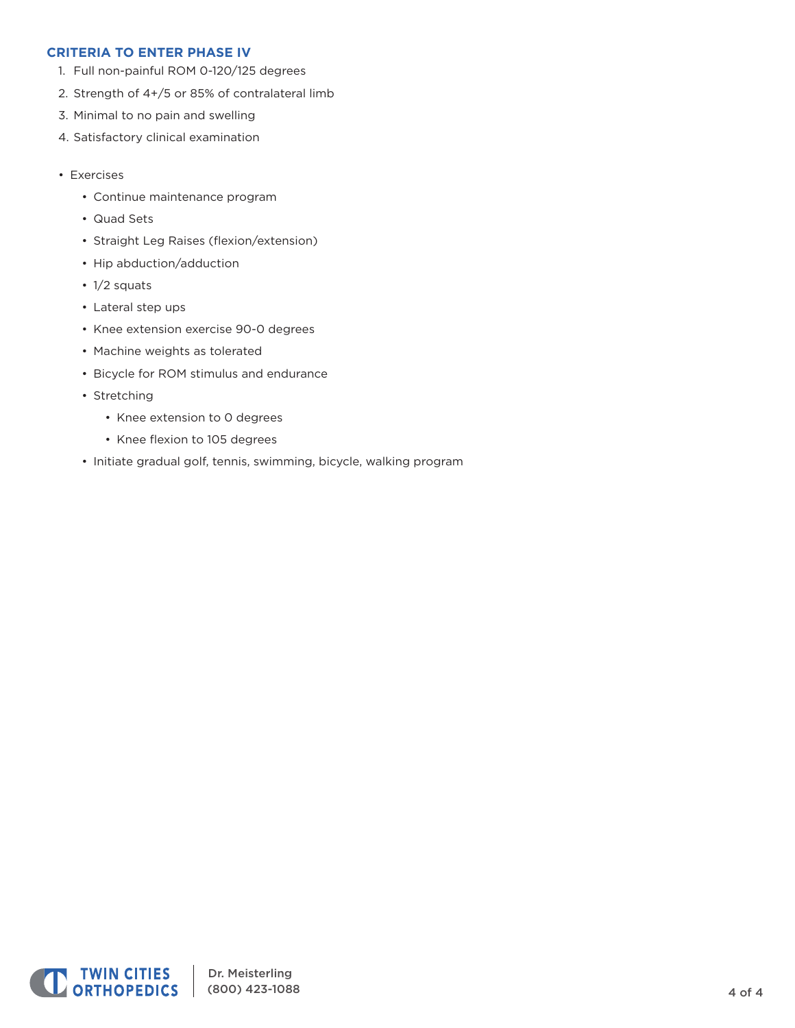### CRITERIA TO ENTER PHASE IV

1. Full non-painful ROM 0-120/125 degrees
2. Strength of 4+/5 or 85% of contralateral limb
3. Minimal to no pain and swelling
4. Satisfactory clinical examination

- Exercises
  - Continue maintenance program
  - Quad Sets
  - Straight Leg Raises (flexion/extension)
  - Hip abduction/adduction
  - 1/2 squats
  - Lateral step ups
  - Knee extension exercise 90-0 degrees
  - Machine weights as tolerated
  - Bicycle for ROM stimulus and endurance
  - Stretching
    - Knee extension to 0 degrees
    - Knee flexion to 105 degrees
  - Initiate gradual golf, tennis, swimming, bicycle, walking program